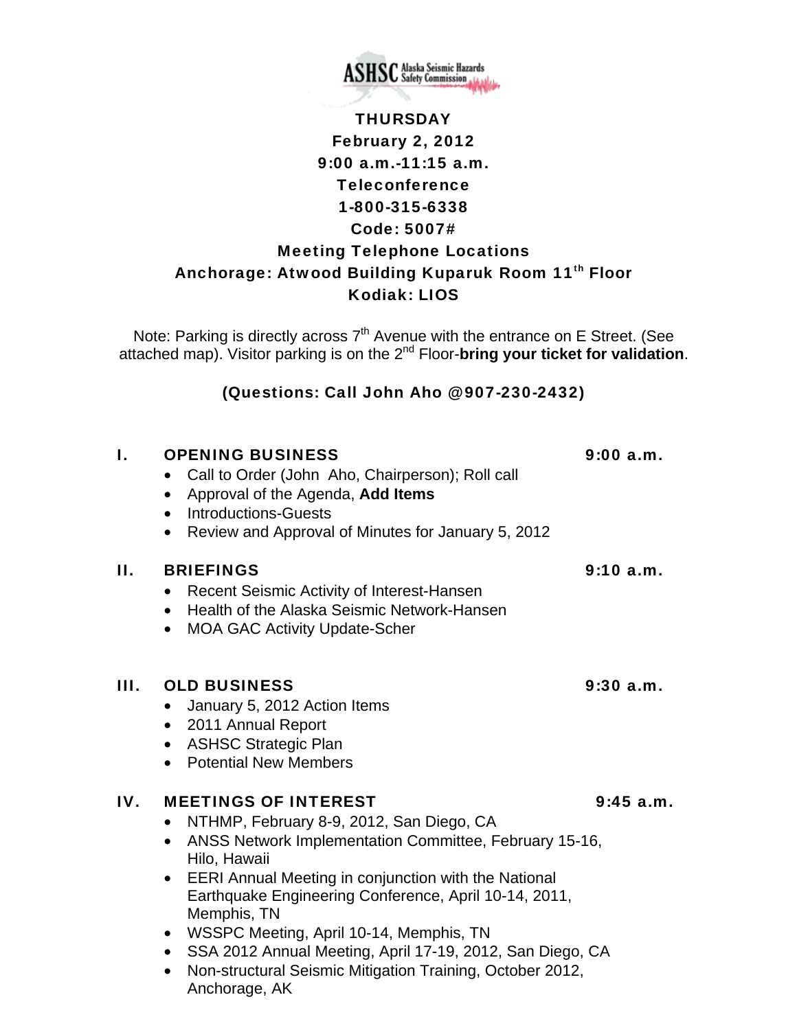ASHSC Alaska Seismic Hazards Safety Commission

**THURSDAY**
**February 2, 2012**
**9:00 a.m.-11:15 a.m.**
**Teleconference**
**1-800-315-6338**
**Code: 5007#**
**Meeting Telephone Locations**
**Anchorage: Atwood Building Kuparuk Room 11th Floor**
**Kodiak: LIOS**

Note: Parking is directly across 7th Avenue with the entrance on E Street. (See attached map). Visitor parking is on the 2nd Floor-**bring your ticket for validation**.

**(Questions: Call John Aho @907-230-2432)**

## I. OPENING BUSINESS — 9:00 a.m.

- Call to Order (John Aho, Chairperson); Roll call
- Approval of the Agenda, **Add Items**
- Introductions-Guests
- Review and Approval of Minutes for January 5, 2012

## II. BRIEFINGS — 9:10 a.m.

- Recent Seismic Activity of Interest-Hansen
- Health of the Alaska Seismic Network-Hansen
- MOA GAC Activity Update-Scher

## III. OLD BUSINESS — 9:30 a.m.

- January 5, 2012 Action Items
- 2011 Annual Report
- ASHSC Strategic Plan
- Potential New Members

## IV. MEETINGS OF INTEREST — 9:45 a.m.

- NTHMP, February 8-9, 2012, San Diego, CA
- ANSS Network Implementation Committee, February 15-16, Hilo, Hawaii
- EERI Annual Meeting in conjunction with the National Earthquake Engineering Conference, April 10-14, 2011, Memphis, TN
- WSSPC Meeting, April 10-14, Memphis, TN
- SSA 2012 Annual Meeting, April 17-19, 2012, San Diego, CA
- Non-structural Seismic Mitigation Training, October 2012, Anchorage, AK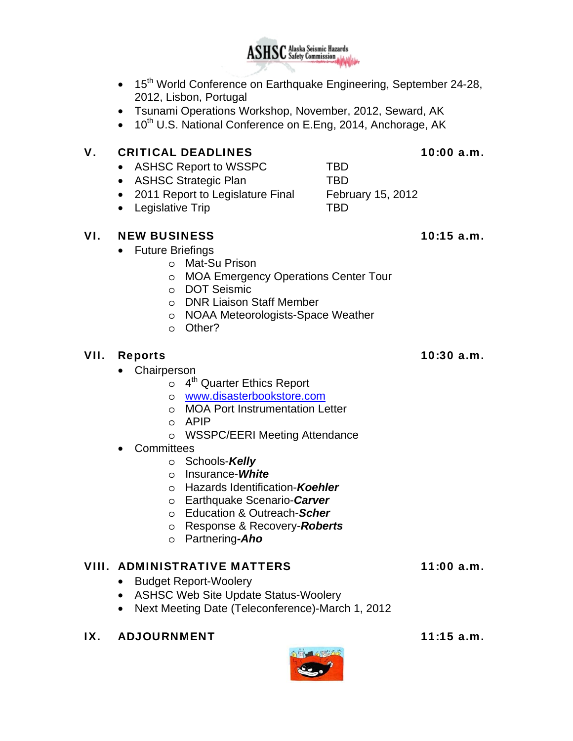- 15th World Conference on Earthquake Engineering, September 24-28, 2012, Lisbon, Portugal
- Tsunami Operations Workshop, November, 2012, Seward, AK
- 10th U.S. National Conference on E.Eng, 2014, Anchorage, AK

## V. CRITICAL DEADLINES — 10:00 a.m.

| | |
|---|---|
| ASHSC Report to WSSPC | TBD |
| ASHSC Strategic Plan | TBD |
| 2011 Report to Legislature Final | February 15, 2012 |
| Legislative Trip | TBD |

## VI. NEW BUSINESS — 10:15 a.m.

- Future Briefings
  - Mat-Su Prison
  - MOA Emergency Operations Center Tour
  - DOT Seismic
  - DNR Liaison Staff Member
  - NOAA Meteorologists-Space Weather
  - Other?

## VII. Reports — 10:30 a.m.

- Chairperson
  - 4th Quarter Ethics Report
  - www.disasterbookstore.com
  - MOA Port Instrumentation Letter
  - APIP
  - WSSPC/EERI Meeting Attendance
- Committees
  - Schools-***Kelly***
  - Insurance-***White***
  - Hazards Identification-***Koehler***
  - Earthquake Scenario-***Carver***
  - Education & Outreach-***Scher***
  - Response & Recovery-***Roberts***
  - Partnering***-Aho***

## VIII. ADMINISTRATIVE MATTERS — 11:00 a.m.

- Budget Report-Woolery
- ASHSC Web Site Update Status-Woolery
- Next Meeting Date (Teleconference)-March 1, 2012

## IX. ADJOURNMENT — 11:15 a.m.